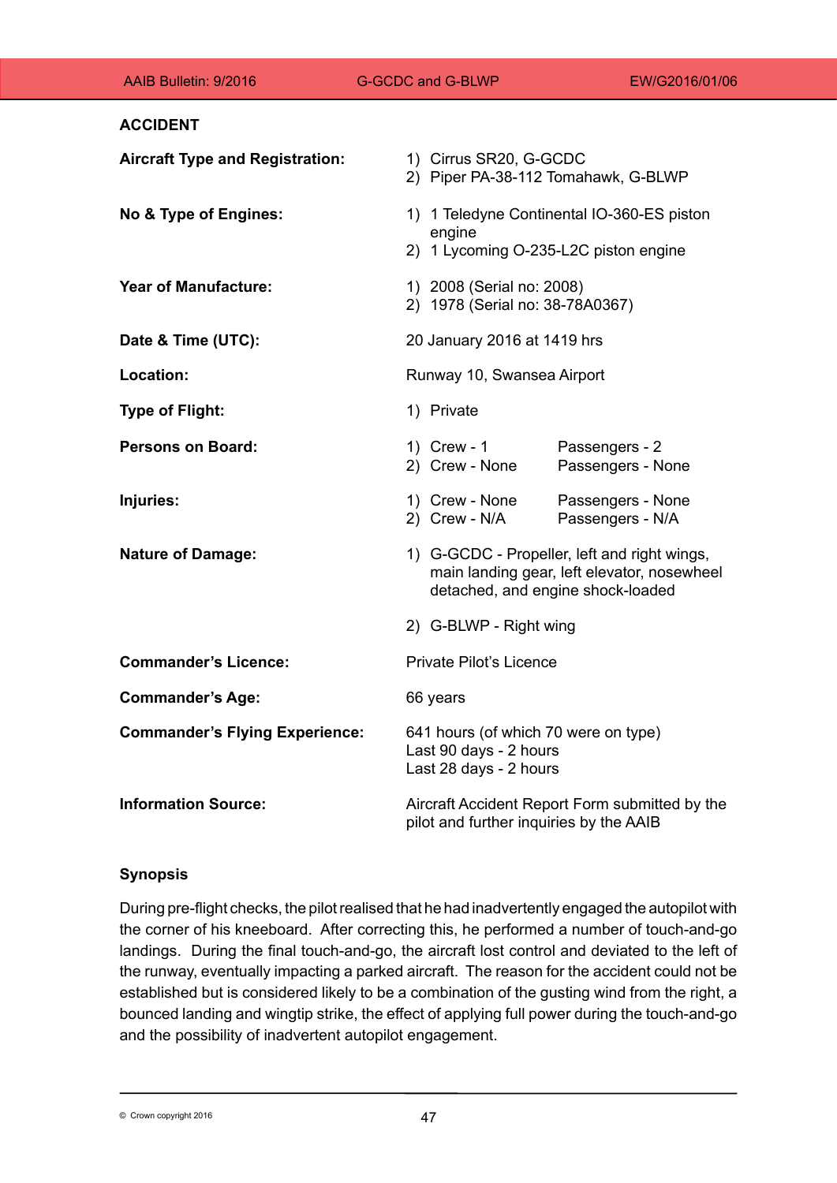## ACCIDENT

| | |
|---|---|
| **Aircraft Type and Registration:** | 1) Cirrus SR20, G-GCDC<br>2) Piper PA-38-112 Tomahawk, G-BLWP |
| **No & Type of Engines:** | 1) 1 Teledyne Continental IO-360-ES piston engine<br>2) 1 Lycoming O-235-L2C piston engine |
| **Year of Manufacture:** | 1) 2008 (Serial no: 2008)<br>2) 1978 (Serial no: 38-78A0367) |
| **Date & Time (UTC):** | 20 January 2016 at 1419 hrs |
| **Location:** | Runway 10, Swansea Airport |
| **Type of Flight:** | 1) Private |
| **Persons on Board:** | 1) Crew - 1 Passengers - 2<br>2) Crew - None Passengers - None |
| **Injuries:** | 1) Crew - None Passengers - None<br>2) Crew - N/A Passengers - N/A |
| **Nature of Damage:** | 1) G-GCDC - Propeller, left and right wings, main landing gear, left elevator, nosewheel detached, and engine shock-loaded<br>2) G-BLWP - Right wing |
| **Commander's Licence:** | Private Pilot's Licence |
| **Commander's Age:** | 66 years |
| **Commander's Flying Experience:** | 641 hours (of which 70 were on type)<br>Last 90 days - 2 hours<br>Last 28 days - 2 hours |
| **Information Source:** | Aircraft Accident Report Form submitted by the pilot and further inquiries by the AAIB |

### Synopsis

During pre-flight checks, the pilot realised that he had inadvertently engaged the autopilot with the corner of his kneeboard. After correcting this, he performed a number of touch-and-go landings. During the final touch-and-go, the aircraft lost control and deviated to the left of the runway, eventually impacting a parked aircraft. The reason for the accident could not be established but is considered likely to be a combination of the gusting wind from the right, a bounced landing and wingtip strike, the effect of applying full power during the touch-and-go and the possibility of inadvertent autopilot engagement.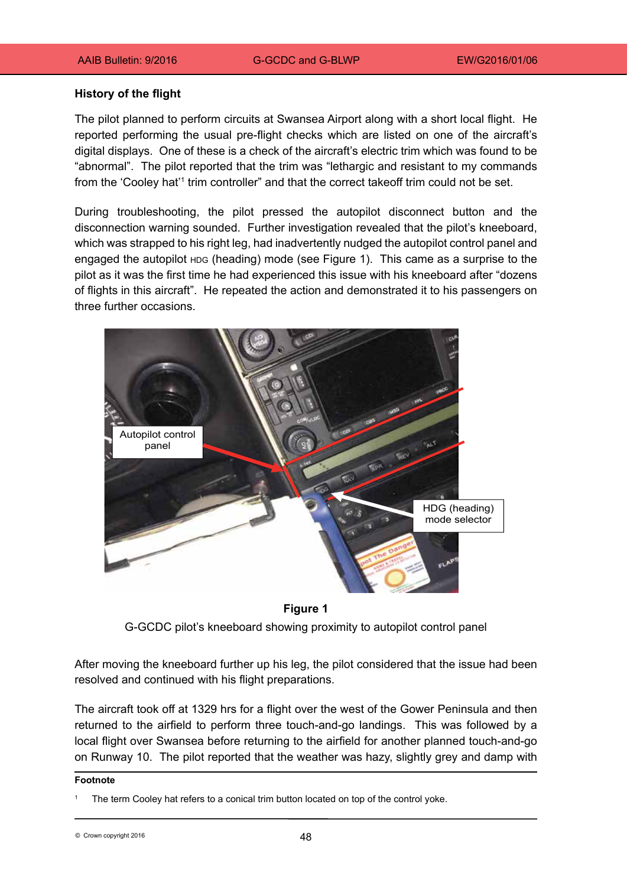## History of the flight

The pilot planned to perform circuits at Swansea Airport along with a short local flight. He reported performing the usual pre-flight checks which are listed on one of the aircraft's digital displays. One of these is a check of the aircraft's electric trim which was found to be "abnormal". The pilot reported that the trim was "lethargic and resistant to my commands from the 'Cooley hat'[1] trim controller" and that the correct takeoff trim could not be set.

During troubleshooting, the pilot pressed the autopilot disconnect button and the disconnection warning sounded. Further investigation revealed that the pilot's kneeboard, which was strapped to his right leg, had inadvertently nudged the autopilot control panel and engaged the autopilot HDG (heading) mode (see Figure 1). This came as a surprise to the pilot as it was the first time he had experienced this issue with his kneeboard after "dozens of flights in this aircraft". He repeated the action and demonstrated it to his passengers on three further occasions.

**Figure 1**

G-GCDC pilot's kneeboard showing proximity to autopilot control panel

After moving the kneeboard further up his leg, the pilot considered that the issue had been resolved and continued with his flight preparations.

The aircraft took off at 1329 hrs for a flight over the west of the Gower Peninsula and then returned to the airfield to perform three touch-and-go landings. This was followed by a local flight over Swansea before returning to the airfield for another planned touch-and-go on Runway 10. The pilot reported that the weather was hazy, slightly grey and damp with

---

**Footnote**

[1] The term Cooley hat refers to a conical trim button located on top of the control yoke.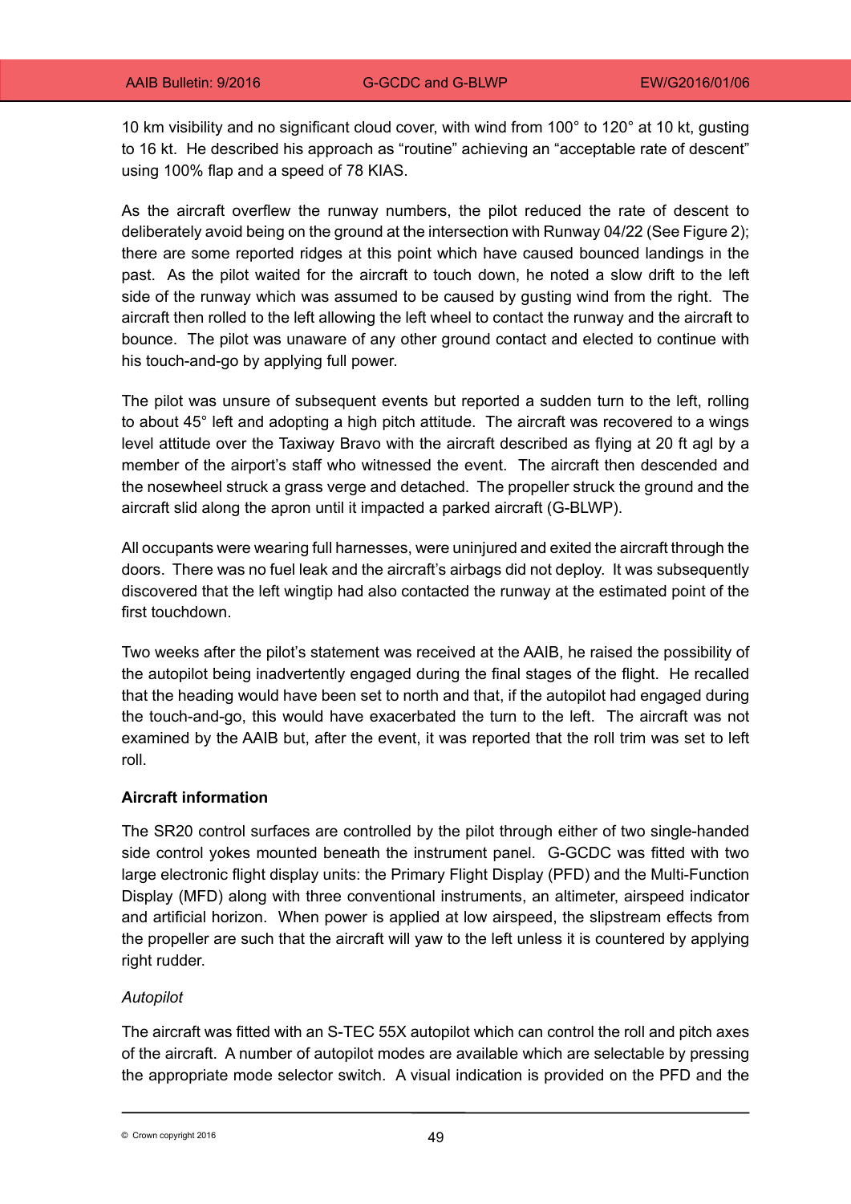10 km visibility and no significant cloud cover, with wind from 100° to 120° at 10 kt, gusting to 16 kt. He described his approach as "routine" achieving an "acceptable rate of descent" using 100% flap and a speed of 78 KIAS.

As the aircraft overflew the runway numbers, the pilot reduced the rate of descent to deliberately avoid being on the ground at the intersection with Runway 04/22 (See Figure 2); there are some reported ridges at this point which have caused bounced landings in the past. As the pilot waited for the aircraft to touch down, he noted a slow drift to the left side of the runway which was assumed to be caused by gusting wind from the right. The aircraft then rolled to the left allowing the left wheel to contact the runway and the aircraft to bounce. The pilot was unaware of any other ground contact and elected to continue with his touch-and-go by applying full power.

The pilot was unsure of subsequent events but reported a sudden turn to the left, rolling to about 45° left and adopting a high pitch attitude. The aircraft was recovered to a wings level attitude over the Taxiway Bravo with the aircraft described as flying at 20 ft agl by a member of the airport's staff who witnessed the event. The aircraft then descended and the nosewheel struck a grass verge and detached. The propeller struck the ground and the aircraft slid along the apron until it impacted a parked aircraft (G-BLWP).

All occupants were wearing full harnesses, were uninjured and exited the aircraft through the doors. There was no fuel leak and the aircraft's airbags did not deploy. It was subsequently discovered that the left wingtip had also contacted the runway at the estimated point of the first touchdown.

Two weeks after the pilot's statement was received at the AAIB, he raised the possibility of the autopilot being inadvertently engaged during the final stages of the flight. He recalled that the heading would have been set to north and that, if the autopilot had engaged during the touch-and-go, this would have exacerbated the turn to the left. The aircraft was not examined by the AAIB but, after the event, it was reported that the roll trim was set to left roll.

**Aircraft information**

The SR20 control surfaces are controlled by the pilot through either of two single-handed side control yokes mounted beneath the instrument panel. G-GCDC was fitted with two large electronic flight display units: the Primary Flight Display (PFD) and the Multi-Function Display (MFD) along with three conventional instruments, an altimeter, airspeed indicator and artificial horizon. When power is applied at low airspeed, the slipstream effects from the propeller are such that the aircraft will yaw to the left unless it is countered by applying right rudder.

*Autopilot*

The aircraft was fitted with an S-TEC 55X autopilot which can control the roll and pitch axes of the aircraft. A number of autopilot modes are available which are selectable by pressing the appropriate mode selector switch. A visual indication is provided on the PFD and the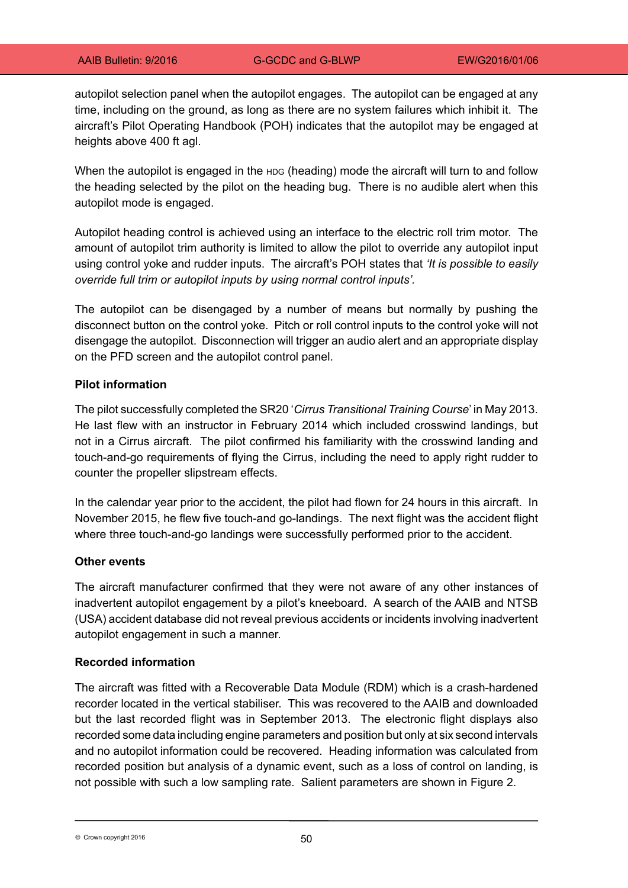autopilot selection panel when the autopilot engages. The autopilot can be engaged at any time, including on the ground, as long as there are no system failures which inhibit it. The aircraft's Pilot Operating Handbook (POH) indicates that the autopilot may be engaged at heights above 400 ft agl.

When the autopilot is engaged in the HDG (heading) mode the aircraft will turn to and follow the heading selected by the pilot on the heading bug. There is no audible alert when this autopilot mode is engaged.

Autopilot heading control is achieved using an interface to the electric roll trim motor. The amount of autopilot trim authority is limited to allow the pilot to override any autopilot input using control yoke and rudder inputs. The aircraft's POH states that *'It is possible to easily override full trim or autopilot inputs by using normal control inputs'*.

The autopilot can be disengaged by a number of means but normally by pushing the disconnect button on the control yoke. Pitch or roll control inputs to the control yoke will not disengage the autopilot. Disconnection will trigger an audio alert and an appropriate display on the PFD screen and the autopilot control panel.

**Pilot information**

The pilot successfully completed the SR20 '*Cirrus Transitional Training Course*' in May 2013. He last flew with an instructor in February 2014 which included crosswind landings, but not in a Cirrus aircraft. The pilot confirmed his familiarity with the crosswind landing and touch-and-go requirements of flying the Cirrus, including the need to apply right rudder to counter the propeller slipstream effects.

In the calendar year prior to the accident, the pilot had flown for 24 hours in this aircraft. In November 2015, he flew five touch-and go-landings. The next flight was the accident flight where three touch-and-go landings were successfully performed prior to the accident.

**Other events**

The aircraft manufacturer confirmed that they were not aware of any other instances of inadvertent autopilot engagement by a pilot's kneeboard. A search of the AAIB and NTSB (USA) accident database did not reveal previous accidents or incidents involving inadvertent autopilot engagement in such a manner.

**Recorded information**

The aircraft was fitted with a Recoverable Data Module (RDM) which is a crash-hardened recorder located in the vertical stabiliser. This was recovered to the AAIB and downloaded but the last recorded flight was in September 2013. The electronic flight displays also recorded some data including engine parameters and position but only at six second intervals and no autopilot information could be recovered. Heading information was calculated from recorded position but analysis of a dynamic event, such as a loss of control on landing, is not possible with such a low sampling rate. Salient parameters are shown in Figure 2.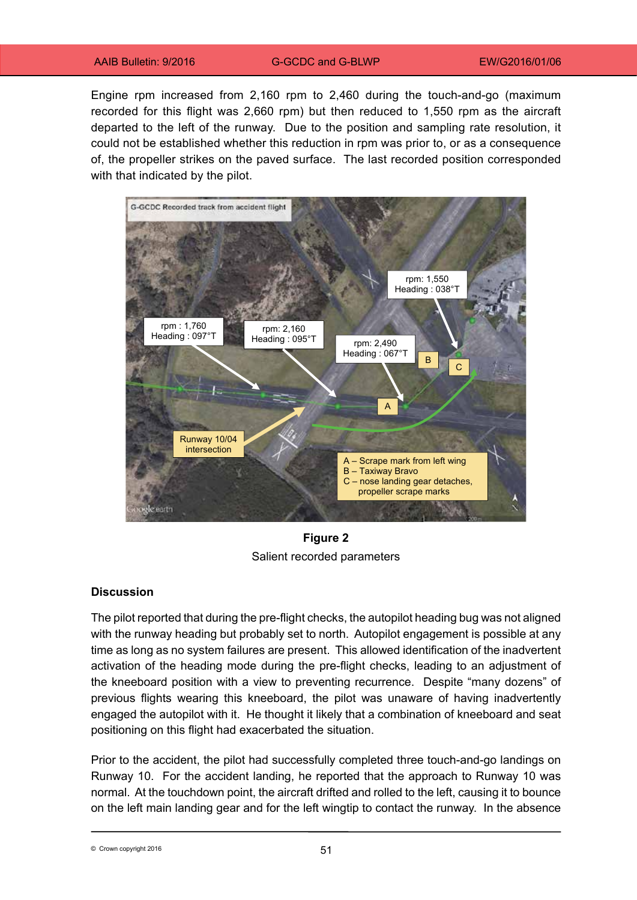Engine rpm increased from 2,160 rpm to 2,460 during the touch-and-go (maximum recorded for this flight was 2,660 rpm) but then reduced to 1,550 rpm as the aircraft departed to the left of the runway. Due to the position and sampling rate resolution, it could not be established whether this reduction in rpm was prior to, or as a consequence of, the propeller strikes on the paved surface. The last recorded position corresponded with that indicated by the pilot.

**Figure 2**
Salient recorded parameters

### Discussion

The pilot reported that during the pre-flight checks, the autopilot heading bug was not aligned with the runway heading but probably set to north. Autopilot engagement is possible at any time as long as no system failures are present. This allowed identification of the inadvertent activation of the heading mode during the pre-flight checks, leading to an adjustment of the kneeboard position with a view to preventing recurrence. Despite "many dozens" of previous flights wearing this kneeboard, the pilot was unaware of having inadvertently engaged the autopilot with it. He thought it likely that a combination of kneeboard and seat positioning on this flight had exacerbated the situation.

Prior to the accident, the pilot had successfully completed three touch-and-go landings on Runway 10. For the accident landing, he reported that the approach to Runway 10 was normal. At the touchdown point, the aircraft drifted and rolled to the left, causing it to bounce on the left main landing gear and for the left wingtip to contact the runway. In the absence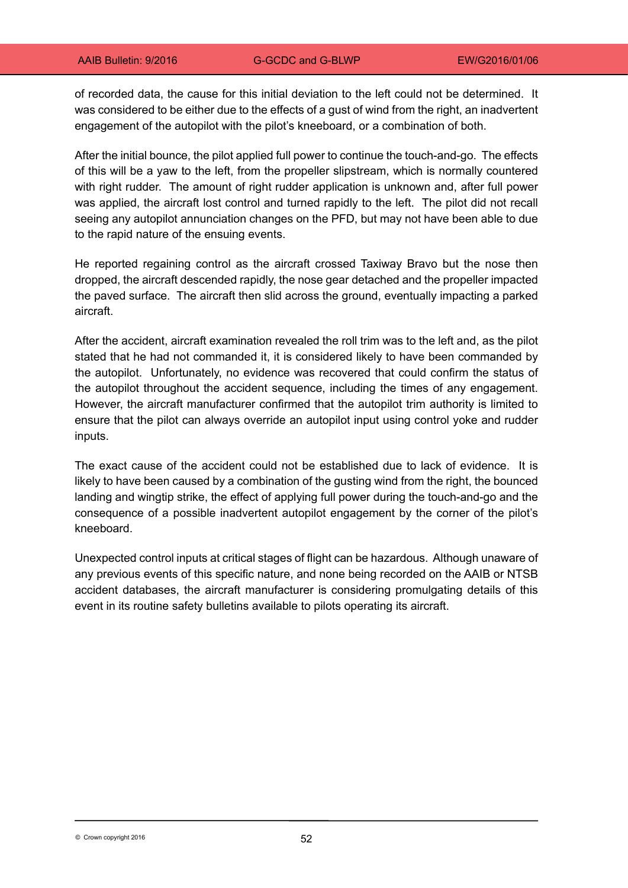of recorded data, the cause for this initial deviation to the left could not be determined. It was considered to be either due to the effects of a gust of wind from the right, an inadvertent engagement of the autopilot with the pilot's kneeboard, or a combination of both.

After the initial bounce, the pilot applied full power to continue the touch-and-go. The effects of this will be a yaw to the left, from the propeller slipstream, which is normally countered with right rudder. The amount of right rudder application is unknown and, after full power was applied, the aircraft lost control and turned rapidly to the left. The pilot did not recall seeing any autopilot annunciation changes on the PFD, but may not have been able to due to the rapid nature of the ensuing events.

He reported regaining control as the aircraft crossed Taxiway Bravo but the nose then dropped, the aircraft descended rapidly, the nose gear detached and the propeller impacted the paved surface. The aircraft then slid across the ground, eventually impacting a parked aircraft.

After the accident, aircraft examination revealed the roll trim was to the left and, as the pilot stated that he had not commanded it, it is considered likely to have been commanded by the autopilot. Unfortunately, no evidence was recovered that could confirm the status of the autopilot throughout the accident sequence, including the times of any engagement. However, the aircraft manufacturer confirmed that the autopilot trim authority is limited to ensure that the pilot can always override an autopilot input using control yoke and rudder inputs.

The exact cause of the accident could not be established due to lack of evidence. It is likely to have been caused by a combination of the gusting wind from the right, the bounced landing and wingtip strike, the effect of applying full power during the touch-and-go and the consequence of a possible inadvertent autopilot engagement by the corner of the pilot's kneeboard.

Unexpected control inputs at critical stages of flight can be hazardous. Although unaware of any previous events of this specific nature, and none being recorded on the AAIB or NTSB accident databases, the aircraft manufacturer is considering promulgating details of this event in its routine safety bulletins available to pilots operating its aircraft.